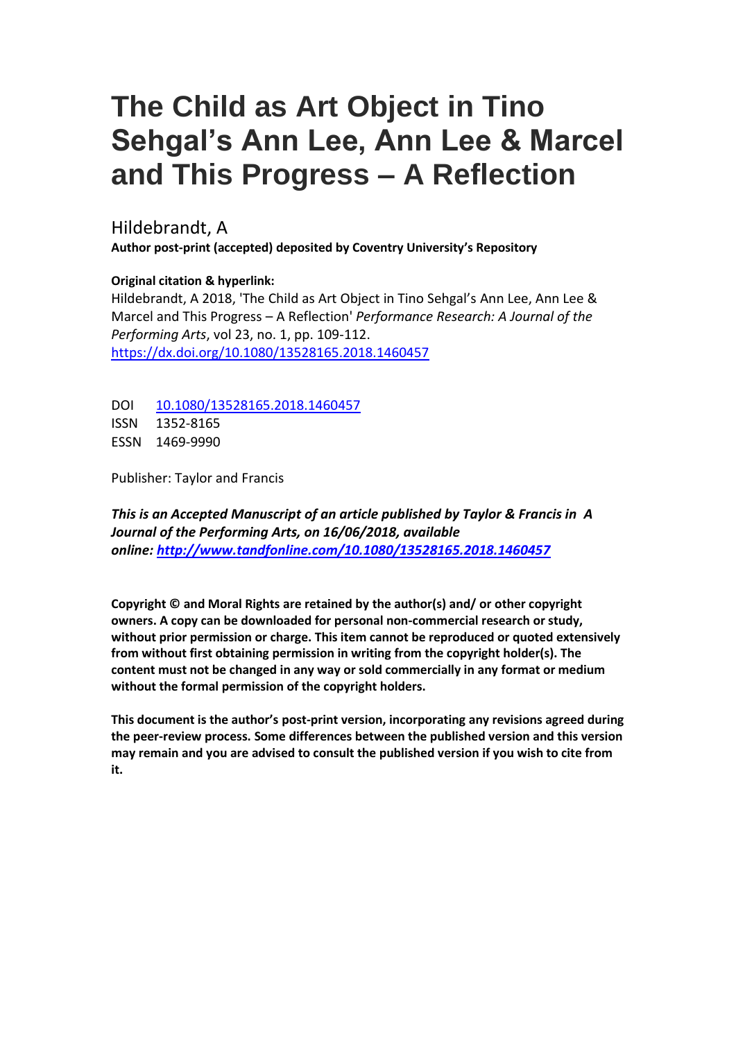# The Child as Art Object in Tino Sehgal's Ann Lee, Ann Lee & Marcel and This Progress – A Reflection

Hildebrandt, A

**Author post-print (accepted) deposited by Coventry University's Repository**

**Original citation & hyperlink:**

Hildebrandt, A 2018, 'The Child as Art Object in Tino Sehgal's Ann Lee, Ann Lee & Marcel and This Progress – A Reflection' *Performance Research: A Journal of the Performing Arts*, vol 23, no. 1, pp. 109-112.
https://dx.doi.org/10.1080/13528165.2018.1460457

DOI 10.1080/13528165.2018.1460457
ISSN 1352-8165
ESSN 1469-9990

Publisher: Taylor and Francis

***This is an Accepted Manuscript of an article published by Taylor & Francis in A Journal of the Performing Arts, on 16/06/2018, available online: http://www.tandfonline.com/10.1080/13528165.2018.1460457***

**Copyright © and Moral Rights are retained by the author(s) and/ or other copyright owners. A copy can be downloaded for personal non-commercial research or study, without prior permission or charge. This item cannot be reproduced or quoted extensively from without first obtaining permission in writing from the copyright holder(s). The content must not be changed in any way or sold commercially in any format or medium without the formal permission of the copyright holders.**

**This document is the author's post-print version, incorporating any revisions agreed during the peer-review process. Some differences between the published version and this version may remain and you are advised to consult the published version if you wish to cite from it.**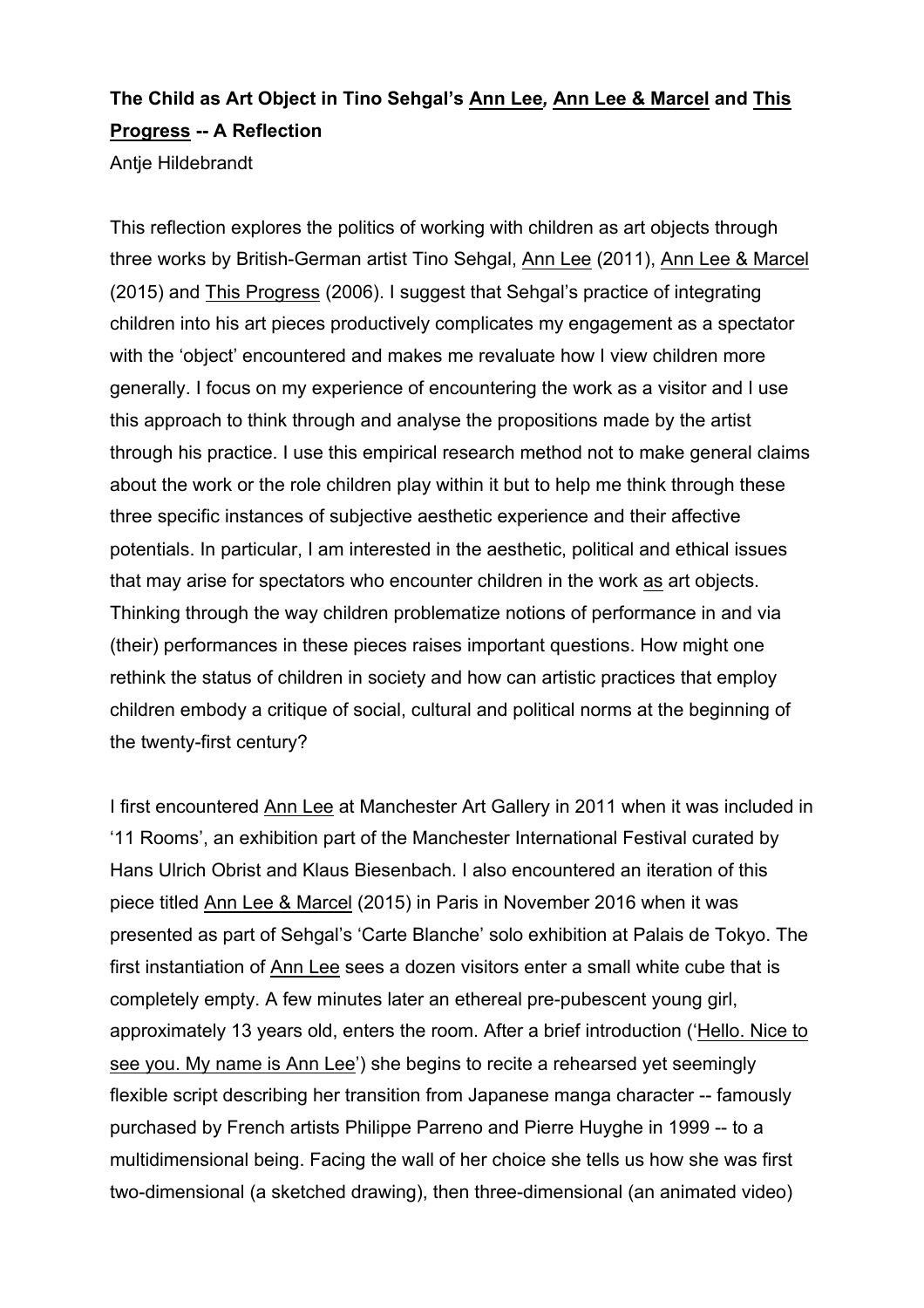**The Child as Art Object in Tino Sehgal's <u>Ann Lee</u>, <u>Ann Lee & Marcel</u> and <u>This Progress</u> -- A Reflection**

Antje Hildebrandt

This reflection explores the politics of working with children as art objects through three works by British-German artist Tino Sehgal, <u>Ann Lee</u> (2011), <u>Ann Lee & Marcel</u> (2015) and <u>This Progress</u> (2006). I suggest that Sehgal's practice of integrating children into his art pieces productively complicates my engagement as a spectator with the 'object' encountered and makes me revaluate how I view children more generally. I focus on my experience of encountering the work as a visitor and I use this approach to think through and analyse the propositions made by the artist through his practice. I use this empirical research method not to make general claims about the work or the role children play within it but to help me think through these three specific instances of subjective aesthetic experience and their affective potentials. In particular, I am interested in the aesthetic, political and ethical issues that may arise for spectators who encounter children in the work <u>as</u> art objects. Thinking through the way children problematize notions of performance in and via (their) performances in these pieces raises important questions. How might one rethink the status of children in society and how can artistic practices that employ children embody a critique of social, cultural and political norms at the beginning of the twenty-first century?

I first encountered <u>Ann Lee</u> at Manchester Art Gallery in 2011 when it was included in '11 Rooms', an exhibition part of the Manchester International Festival curated by Hans Ulrich Obrist and Klaus Biesenbach. I also encountered an iteration of this piece titled <u>Ann Lee & Marcel</u> (2015) in Paris in November 2016 when it was presented as part of Sehgal's 'Carte Blanche' solo exhibition at Palais de Tokyo. The first instantiation of <u>Ann Lee</u> sees a dozen visitors enter a small white cube that is completely empty. A few minutes later an ethereal pre-pubescent young girl, approximately 13 years old, enters the room. After a brief introduction ('<u>Hello. Nice to see you. My name is Ann Lee</u>') she begins to recite a rehearsed yet seemingly flexible script describing her transition from Japanese manga character -- famously purchased by French artists Philippe Parreno and Pierre Huyghe in 1999 -- to a multidimensional being. Facing the wall of her choice she tells us how she was first two-dimensional (a sketched drawing), then three-dimensional (an animated video)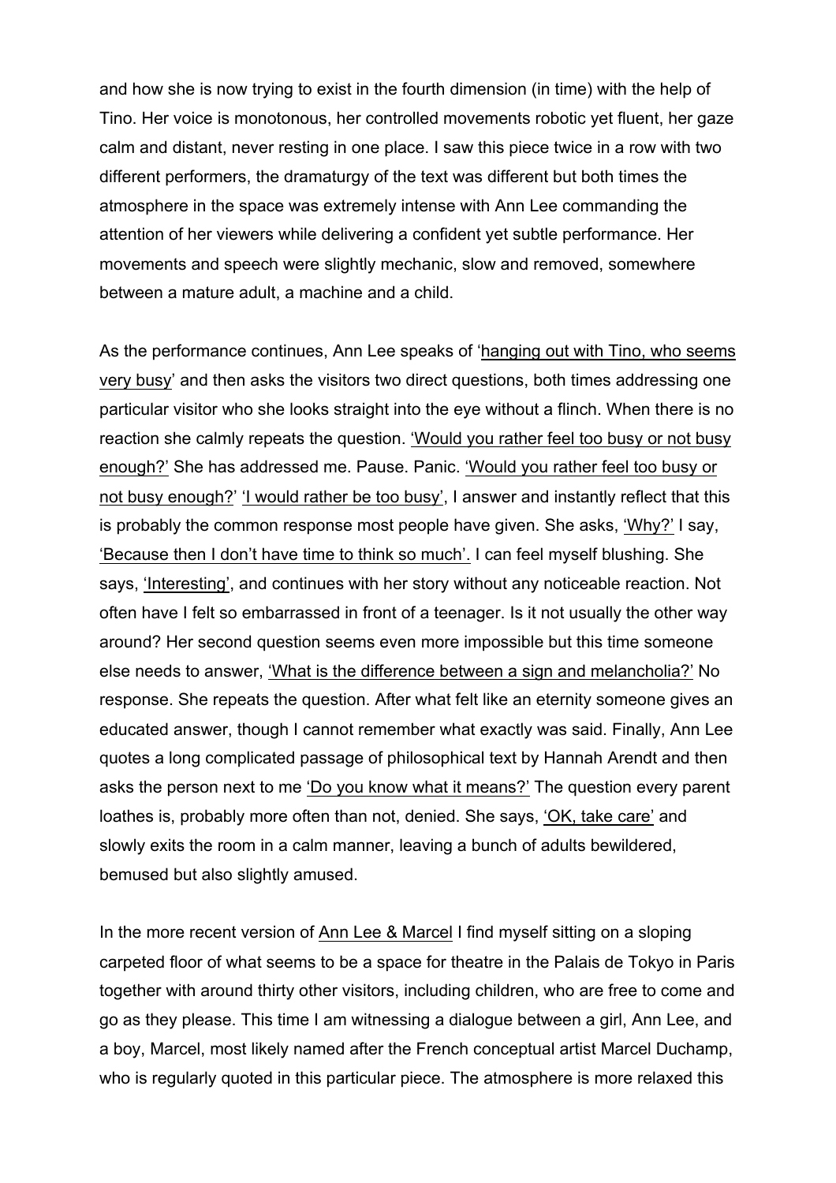and how she is now trying to exist in the fourth dimension (in time) with the help of Tino. Her voice is monotonous, her controlled movements robotic yet fluent, her gaze calm and distant, never resting in one place. I saw this piece twice in a row with two different performers, the dramaturgy of the text was different but both times the atmosphere in the space was extremely intense with Ann Lee commanding the attention of her viewers while delivering a confident yet subtle performance. Her movements and speech were slightly mechanic, slow and removed, somewhere between a mature adult, a machine and a child.

As the performance continues, Ann Lee speaks of 'hanging out with Tino, who seems very busy' and then asks the visitors two direct questions, both times addressing one particular visitor who she looks straight into the eye without a flinch. When there is no reaction she calmly repeats the question. 'Would you rather feel too busy or not busy enough?' She has addressed me. Pause. Panic. 'Would you rather feel too busy or not busy enough?' 'I would rather be too busy', I answer and instantly reflect that this is probably the common response most people have given. She asks, 'Why?' I say, 'Because then I don't have time to think so much'. I can feel myself blushing. She says, 'Interesting', and continues with her story without any noticeable reaction. Not often have I felt so embarrassed in front of a teenager. Is it not usually the other way around? Her second question seems even more impossible but this time someone else needs to answer, 'What is the difference between a sign and melancholia?' No response. She repeats the question. After what felt like an eternity someone gives an educated answer, though I cannot remember what exactly was said. Finally, Ann Lee quotes a long complicated passage of philosophical text by Hannah Arendt and then asks the person next to me 'Do you know what it means?' The question every parent loathes is, probably more often than not, denied. She says, 'OK, take care' and slowly exits the room in a calm manner, leaving a bunch of adults bewildered, bemused but also slightly amused.

In the more recent version of Ann Lee & Marcel I find myself sitting on a sloping carpeted floor of what seems to be a space for theatre in the Palais de Tokyo in Paris together with around thirty other visitors, including children, who are free to come and go as they please. This time I am witnessing a dialogue between a girl, Ann Lee, and a boy, Marcel, most likely named after the French conceptual artist Marcel Duchamp, who is regularly quoted in this particular piece. The atmosphere is more relaxed this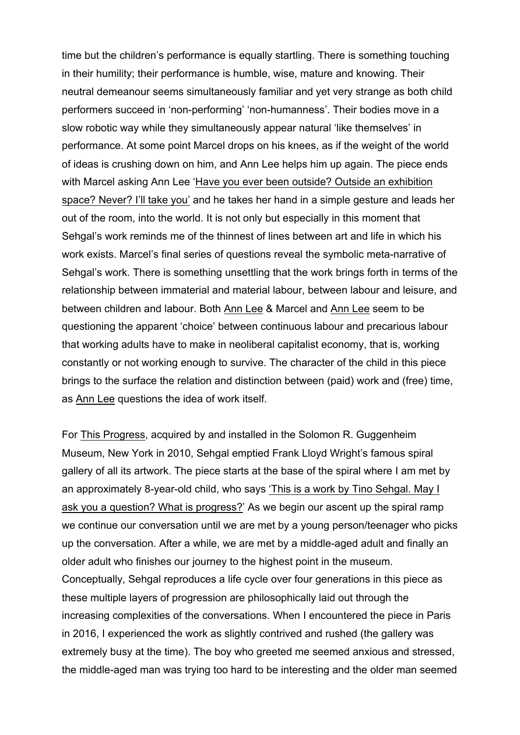time but the children's performance is equally startling. There is something touching in their humility; their performance is humble, wise, mature and knowing. Their neutral demeanour seems simultaneously familiar and yet very strange as both child performers succeed in 'non-performing' 'non-humanness'. Their bodies move in a slow robotic way while they simultaneously appear natural 'like themselves' in performance. At some point Marcel drops on his knees, as if the weight of the world of ideas is crushing down on him, and Ann Lee helps him up again. The piece ends with Marcel asking Ann Lee 'Have you ever been outside? Outside an exhibition space? Never? I'll take you' and he takes her hand in a simple gesture and leads her out of the room, into the world. It is not only but especially in this moment that Sehgal's work reminds me of the thinnest of lines between art and life in which his work exists. Marcel's final series of questions reveal the symbolic meta-narrative of Sehgal's work. There is something unsettling that the work brings forth in terms of the relationship between immaterial and material labour, between labour and leisure, and between children and labour. Both Ann Lee & Marcel and Ann Lee seem to be questioning the apparent 'choice' between continuous labour and precarious labour that working adults have to make in neoliberal capitalist economy, that is, working constantly or not working enough to survive. The character of the child in this piece brings to the surface the relation and distinction between (paid) work and (free) time, as Ann Lee questions the idea of work itself.

For This Progress, acquired by and installed in the Solomon R. Guggenheim Museum, New York in 2010, Sehgal emptied Frank Lloyd Wright's famous spiral gallery of all its artwork. The piece starts at the base of the spiral where I am met by an approximately 8-year-old child, who says 'This is a work by Tino Sehgal. May I ask you a question? What is progress?' As we begin our ascent up the spiral ramp we continue our conversation until we are met by a young person/teenager who picks up the conversation. After a while, we are met by a middle-aged adult and finally an older adult who finishes our journey to the highest point in the museum. Conceptually, Sehgal reproduces a life cycle over four generations in this piece as these multiple layers of progression are philosophically laid out through the increasing complexities of the conversations. When I encountered the piece in Paris in 2016, I experienced the work as slightly contrived and rushed (the gallery was extremely busy at the time). The boy who greeted me seemed anxious and stressed, the middle-aged man was trying too hard to be interesting and the older man seemed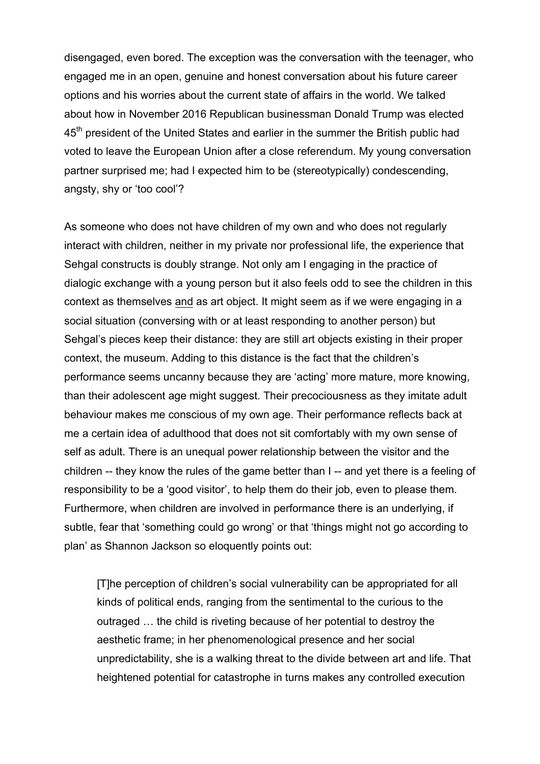disengaged, even bored. The exception was the conversation with the teenager, who engaged me in an open, genuine and honest conversation about his future career options and his worries about the current state of affairs in the world. We talked about how in November 2016 Republican businessman Donald Trump was elected 45th president of the United States and earlier in the summer the British public had voted to leave the European Union after a close referendum. My young conversation partner surprised me; had I expected him to be (stereotypically) condescending, angsty, shy or 'too cool'?

As someone who does not have children of my own and who does not regularly interact with children, neither in my private nor professional life, the experience that Sehgal constructs is doubly strange. Not only am I engaging in the practice of dialogic exchange with a young person but it also feels odd to see the children in this context as themselves <u>and</u> as art object. It might seem as if we were engaging in a social situation (conversing with or at least responding to another person) but Sehgal's pieces keep their distance: they are still art objects existing in their proper context, the museum. Adding to this distance is the fact that the children's performance seems uncanny because they are 'acting' more mature, more knowing, than their adolescent age might suggest. Their precociousness as they imitate adult behaviour makes me conscious of my own age. Their performance reflects back at me a certain idea of adulthood that does not sit comfortably with my own sense of self as adult. There is an unequal power relationship between the visitor and the children -- they know the rules of the game better than I -- and yet there is a feeling of responsibility to be a 'good visitor', to help them do their job, even to please them. Furthermore, when children are involved in performance there is an underlying, if subtle, fear that 'something could go wrong' or that 'things might not go according to plan' as Shannon Jackson so eloquently points out:

> [T]he perception of children's social vulnerability can be appropriated for all kinds of political ends, ranging from the sentimental to the curious to the outraged … the child is riveting because of her potential to destroy the aesthetic frame; in her phenomenological presence and her social unpredictability, she is a walking threat to the divide between art and life. That heightened potential for catastrophe in turns makes any controlled execution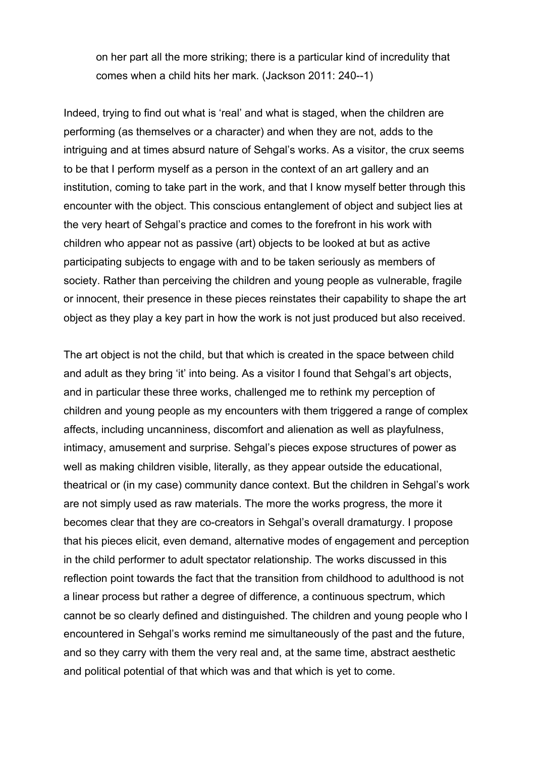> on her part all the more striking; there is a particular kind of incredulity that comes when a child hits her mark. (Jackson 2011: 240--1)

Indeed, trying to find out what is 'real' and what is staged, when the children are performing (as themselves or a character) and when they are not, adds to the intriguing and at times absurd nature of Sehgal's works. As a visitor, the crux seems to be that I perform myself as a person in the context of an art gallery and an institution, coming to take part in the work, and that I know myself better through this encounter with the object. This conscious entanglement of object and subject lies at the very heart of Sehgal's practice and comes to the forefront in his work with children who appear not as passive (art) objects to be looked at but as active participating subjects to engage with and to be taken seriously as members of society. Rather than perceiving the children and young people as vulnerable, fragile or innocent, their presence in these pieces reinstates their capability to shape the art object as they play a key part in how the work is not just produced but also received.

The art object is not the child, but that which is created in the space between child and adult as they bring 'it' into being. As a visitor I found that Sehgal's art objects, and in particular these three works, challenged me to rethink my perception of children and young people as my encounters with them triggered a range of complex affects, including uncanniness, discomfort and alienation as well as playfulness, intimacy, amusement and surprise. Sehgal's pieces expose structures of power as well as making children visible, literally, as they appear outside the educational, theatrical or (in my case) community dance context. But the children in Sehgal's work are not simply used as raw materials. The more the works progress, the more it becomes clear that they are co-creators in Sehgal's overall dramaturgy. I propose that his pieces elicit, even demand, alternative modes of engagement and perception in the child performer to adult spectator relationship. The works discussed in this reflection point towards the fact that the transition from childhood to adulthood is not a linear process but rather a degree of difference, a continuous spectrum, which cannot be so clearly defined and distinguished. The children and young people who I encountered in Sehgal's works remind me simultaneously of the past and the future, and so they carry with them the very real and, at the same time, abstract aesthetic and political potential of that which was and that which is yet to come.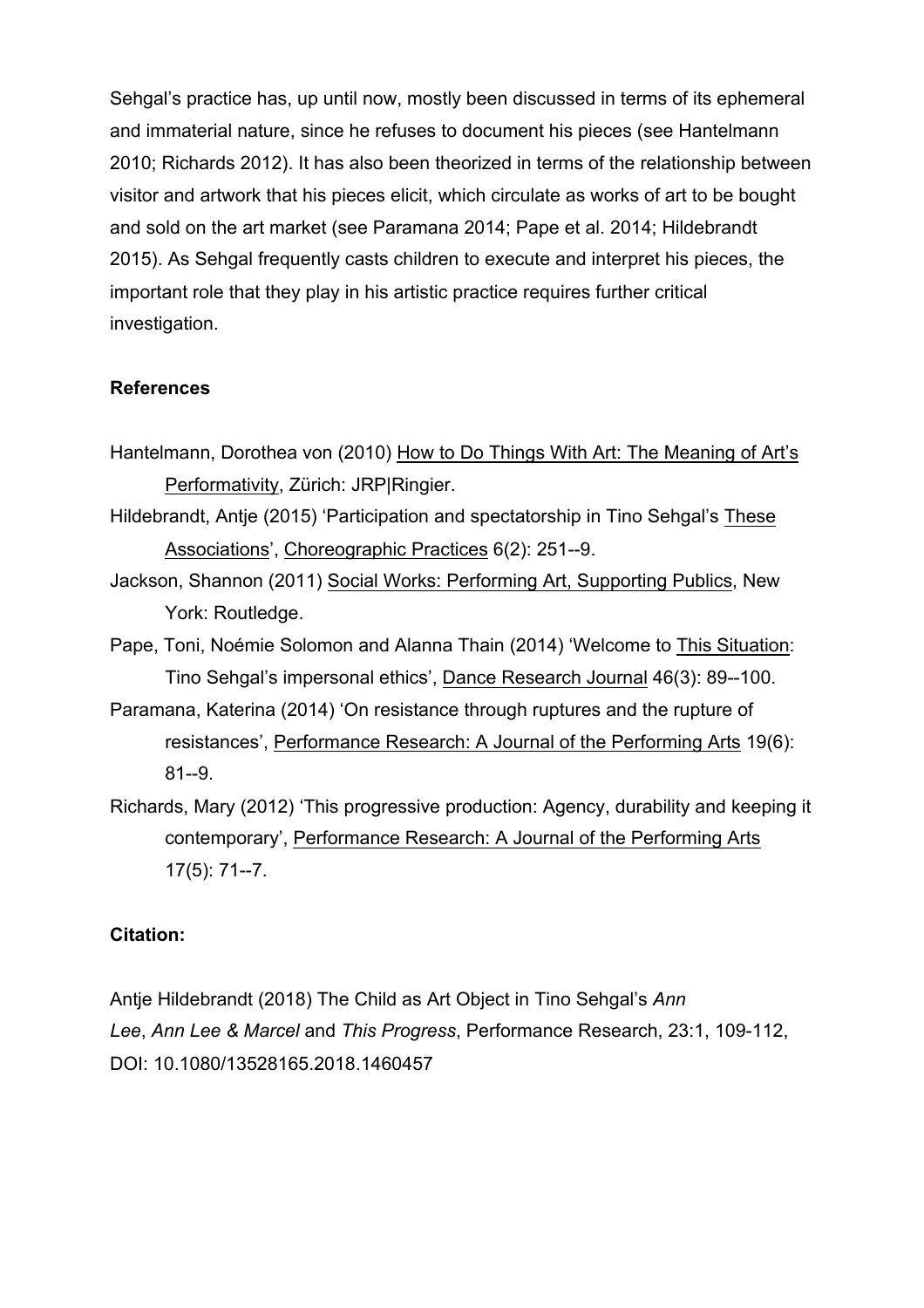Sehgal's practice has, up until now, mostly been discussed in terms of its ephemeral and immaterial nature, since he refuses to document his pieces (see Hantelmann 2010; Richards 2012). It has also been theorized in terms of the relationship between visitor and artwork that his pieces elicit, which circulate as works of art to be bought and sold on the art market (see Paramana 2014; Pape et al. 2014; Hildebrandt 2015). As Sehgal frequently casts children to execute and interpret his pieces, the important role that they play in his artistic practice requires further critical investigation.

**References**

Hantelmann, Dorothea von (2010) How to Do Things With Art: The Meaning of Art's Performativity, Zürich: JRP|Ringier.

Hildebrandt, Antje (2015) 'Participation and spectatorship in Tino Sehgal's These Associations', Choreographic Practices 6(2): 251--9.

Jackson, Shannon (2011) Social Works: Performing Art, Supporting Publics, New York: Routledge.

Pape, Toni, Noémie Solomon and Alanna Thain (2014) 'Welcome to This Situation: Tino Sehgal's impersonal ethics', Dance Research Journal 46(3): 89--100.

Paramana, Katerina (2014) 'On resistance through ruptures and the rupture of resistances', Performance Research: A Journal of the Performing Arts 19(6): 81--9.

Richards, Mary (2012) 'This progressive production: Agency, durability and keeping it contemporary', Performance Research: A Journal of the Performing Arts 17(5): 71--7.

**Citation:**

Antje Hildebrandt (2018) The Child as Art Object in Tino Sehgal's *Ann Lee*, *Ann Lee & Marcel* and *This Progress*, Performance Research, 23:1, 109-112, DOI: 10.1080/13528165.2018.1460457